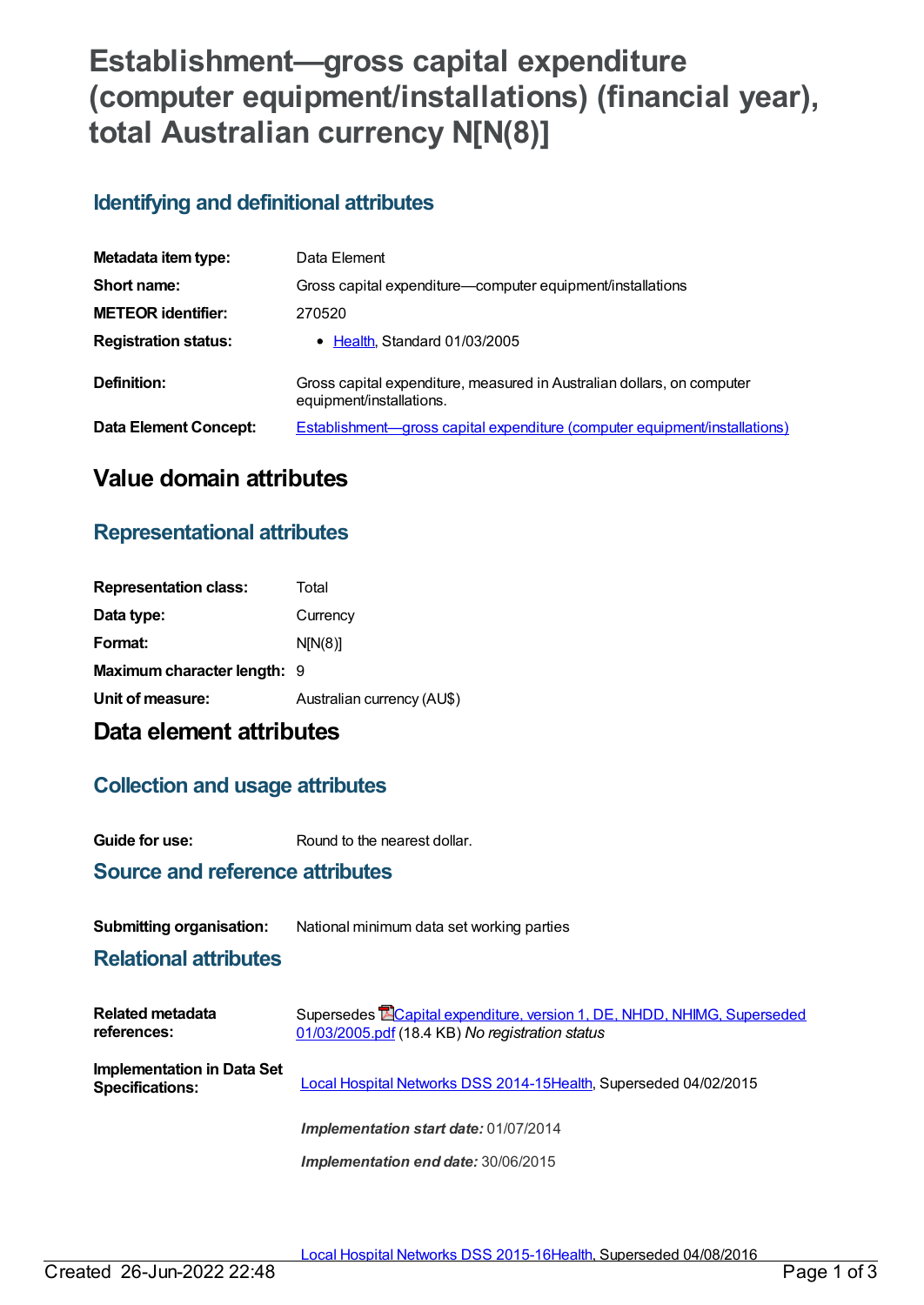# Establishment—gross capital expenditure (computer equipment/installations) (financial year), total Australian currency N[N(8)]

## Identifying and definitional attributes

| | |
|---|---|
| **Metadata item type:** | Data Element |
| **Short name:** | Gross capital expenditure—computer equipment/installations |
| **METEOR identifier:** | 270520 |
| **Registration status:** | • Health, Standard 01/03/2005 |
| **Definition:** | Gross capital expenditure, measured in Australian dollars, on computer equipment/installations. |
| **Data Element Concept:** | Establishment—gross capital expenditure (computer equipment/installations) |

## Value domain attributes

### Representational attributes

| | |
|---|---|
| **Representation class:** | Total |
| **Data type:** | Currency |
| **Format:** | N[N(8)] |
| **Maximum character length:** | 9 |
| **Unit of measure:** | Australian currency (AU$) |

## Data element attributes

### Collection and usage attributes

| | |
|---|---|
| **Guide for use:** | Round to the nearest dollar. |

### Source and reference attributes

| | |
|---|---|
| **Submitting organisation:** | National minimum data set working parties |

### Relational attributes

| | |
|---|---|
| **Related metadata references:** | Supersedes Capital expenditure, version 1, DE, NHDD, NHIMG, Superseded 01/03/2005.pdf (18.4 KB) *No registration status* |
| **Implementation in Data Set Specifications:** | Local Hospital Networks DSS 2014-15Health, Superseded 04/02/2015<br><br>***Implementation start date:*** 01/07/2014<br><br>***Implementation end date:*** 30/06/2015<br><br>Local Hospital Networks DSS 2015-16Health, Superseded 04/08/2016 |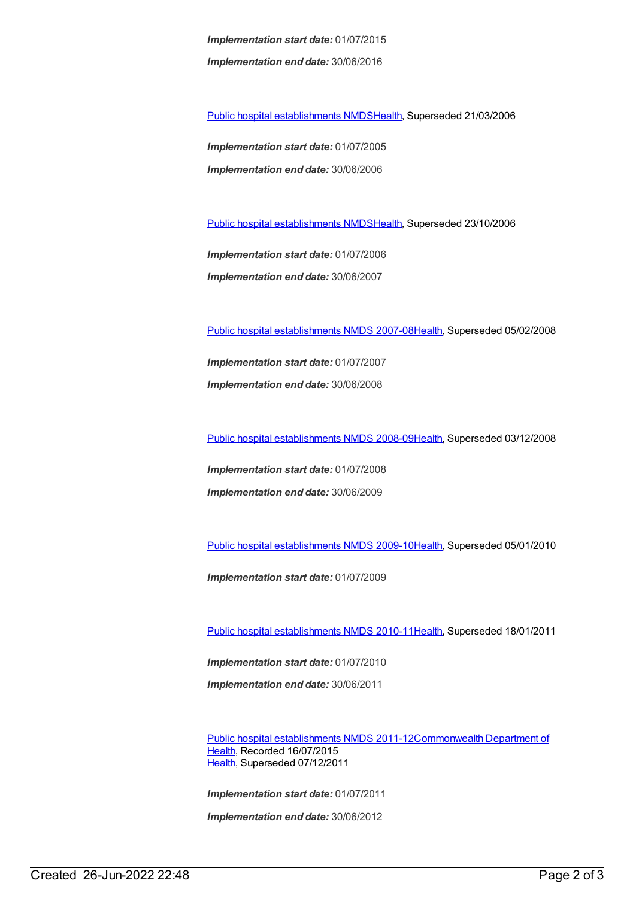***Implementation start date:*** 01/07/2015

***Implementation end date:*** 30/06/2016

Public hospital establishments NMDSHealth, Superseded 21/03/2006

***Implementation start date:*** 01/07/2005

***Implementation end date:*** 30/06/2006

Public hospital establishments NMDSHealth, Superseded 23/10/2006

***Implementation start date:*** 01/07/2006

***Implementation end date:*** 30/06/2007

Public hospital establishments NMDS 2007-08Health, Superseded 05/02/2008

***Implementation start date:*** 01/07/2007

***Implementation end date:*** 30/06/2008

Public hospital establishments NMDS 2008-09Health, Superseded 03/12/2008

***Implementation start date:*** 01/07/2008

***Implementation end date:*** 30/06/2009

Public hospital establishments NMDS 2009-10Health, Superseded 05/01/2010

***Implementation start date:*** 01/07/2009

Public hospital establishments NMDS 2010-11Health, Superseded 18/01/2011

***Implementation start date:*** 01/07/2010

***Implementation end date:*** 30/06/2011

Public hospital establishments NMDS 2011-12Commonwealth Department of Health, Recorded 16/07/2015
Health, Superseded 07/12/2011

***Implementation start date:*** 01/07/2011

***Implementation end date:*** 30/06/2012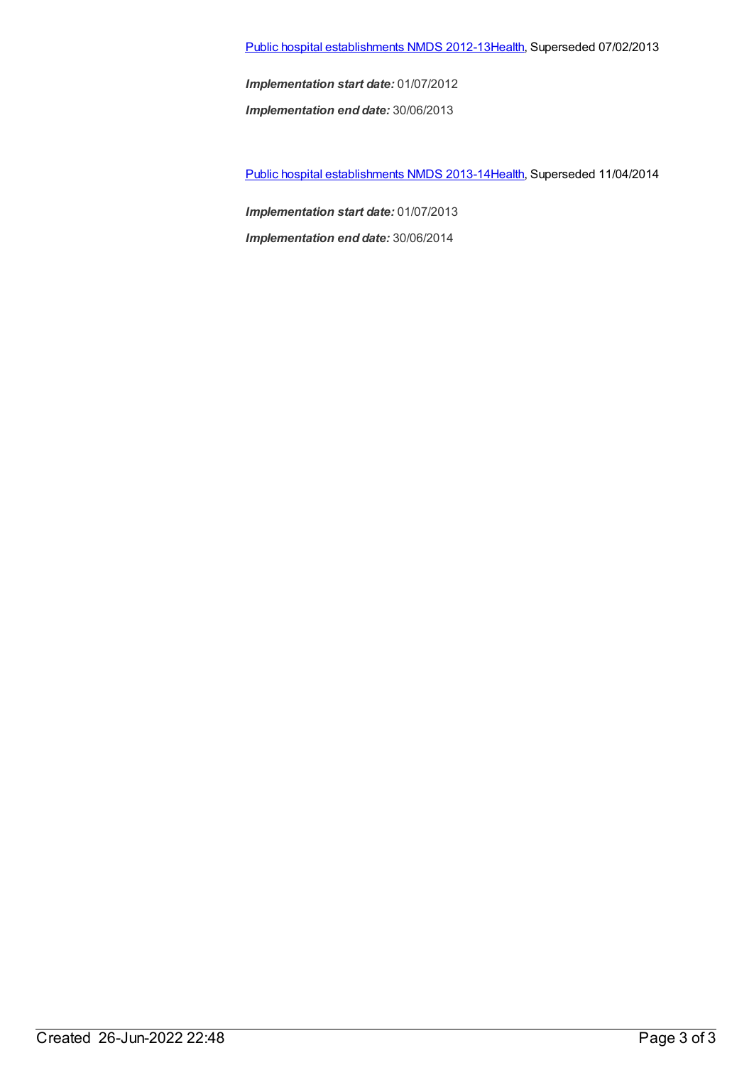Public hospital establishments NMDS 2012-13Health, Superseded 07/02/2013

***Implementation start date:*** 01/07/2012

***Implementation end date:*** 30/06/2013

Public hospital establishments NMDS 2013-14Health, Superseded 11/04/2014

***Implementation start date:*** 01/07/2013

***Implementation end date:*** 30/06/2014